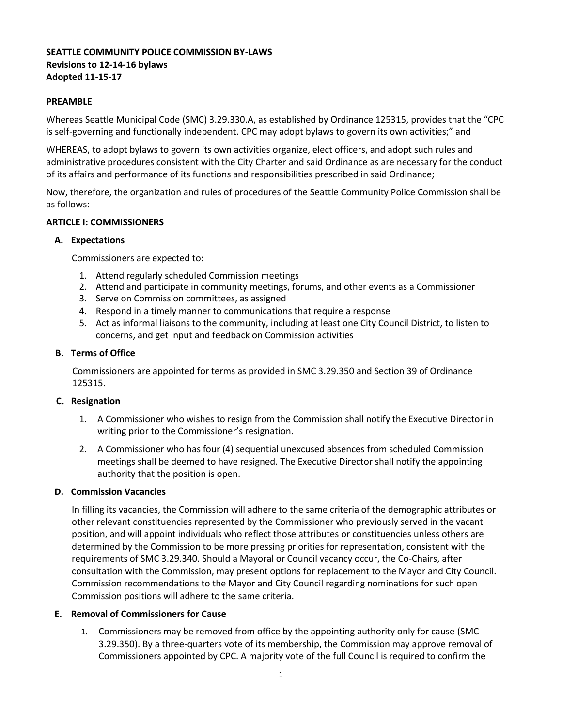**SEATTLE COMMUNITY POLICE COMMISSION BY-LAWS**
**Revisions to 12-14-16 bylaws**
**Adopted 11-15-17**

**PREAMBLE**

Whereas Seattle Municipal Code (SMC) 3.29.330.A, as established by Ordinance 125315, provides that the "CPC is self-governing and functionally independent. CPC may adopt bylaws to govern its own activities;" and

WHEREAS, to adopt bylaws to govern its own activities organize, elect officers, and adopt such rules and administrative procedures consistent with the City Charter and said Ordinance as are necessary for the conduct of its affairs and performance of its functions and responsibilities prescribed in said Ordinance;

Now, therefore, the organization and rules of procedures of the Seattle Community Police Commission shall be as follows:

**ARTICLE I: COMMISSIONERS**

**A. Expectations**

Commissioners are expected to:

1. Attend regularly scheduled Commission meetings
2. Attend and participate in community meetings, forums, and other events as a Commissioner
3. Serve on Commission committees, as assigned
4. Respond in a timely manner to communications that require a response
5. Act as informal liaisons to the community, including at least one City Council District, to listen to concerns, and get input and feedback on Commission activities

**B. Terms of Office**

Commissioners are appointed for terms as provided in SMC 3.29.350 and Section 39 of Ordinance 125315.

**C. Resignation**

1. A Commissioner who wishes to resign from the Commission shall notify the Executive Director in writing prior to the Commissioner's resignation.
2. A Commissioner who has four (4) sequential unexcused absences from scheduled Commission meetings shall be deemed to have resigned. The Executive Director shall notify the appointing authority that the position is open.

**D. Commission Vacancies**

In filling its vacancies, the Commission will adhere to the same criteria of the demographic attributes or other relevant constituencies represented by the Commissioner who previously served in the vacant position, and will appoint individuals who reflect those attributes or constituencies unless others are determined by the Commission to be more pressing priorities for representation, consistent with the requirements of SMC 3.29.340. Should a Mayoral or Council vacancy occur, the Co-Chairs, after consultation with the Commission, may present options for replacement to the Mayor and City Council. Commission recommendations to the Mayor and City Council regarding nominations for such open Commission positions will adhere to the same criteria.

**E. Removal of Commissioners for Cause**

1. Commissioners may be removed from office by the appointing authority only for cause (SMC 3.29.350). By a three-quarters vote of its membership, the Commission may approve removal of Commissioners appointed by CPC. A majority vote of the full Council is required to confirm the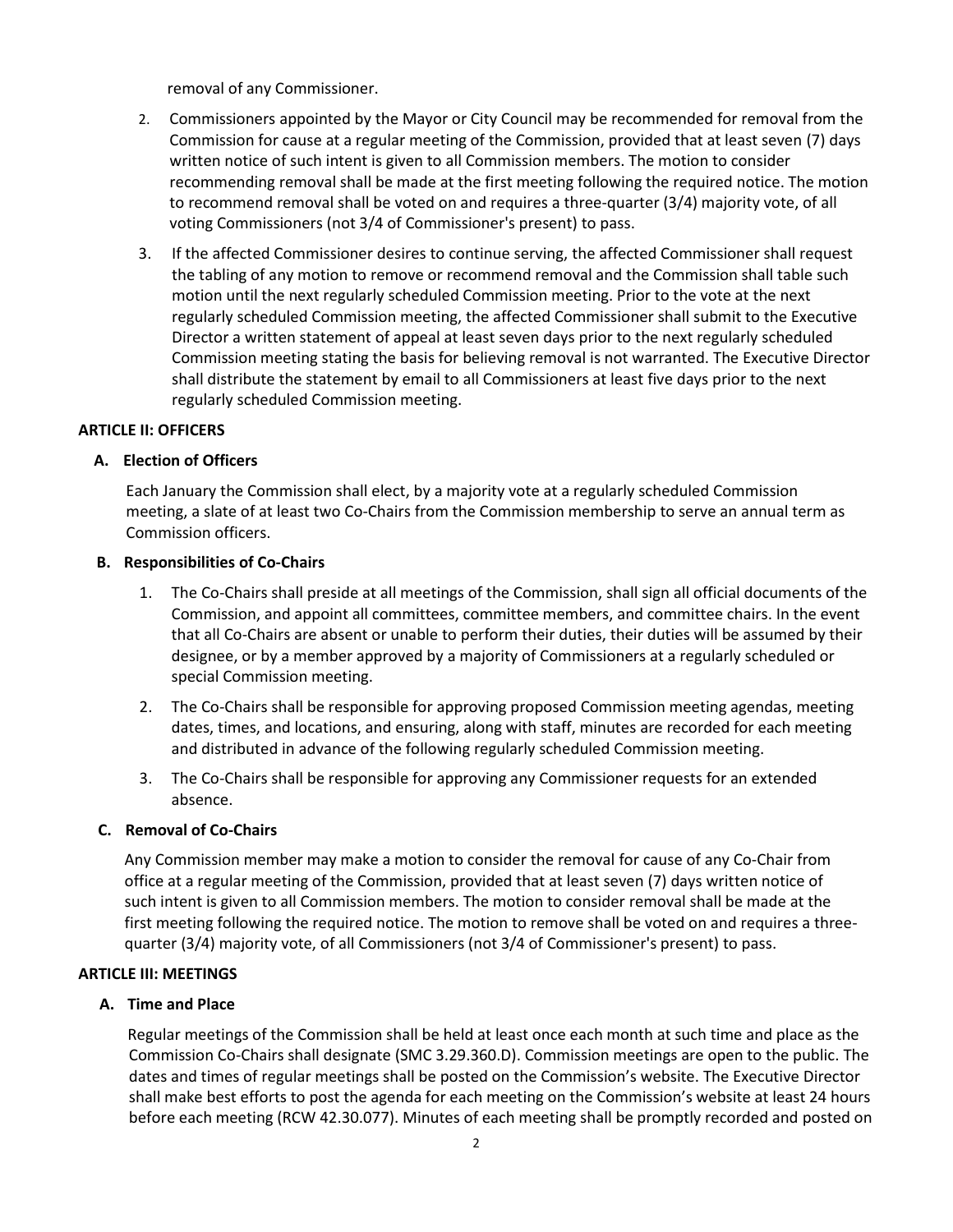removal of any Commissioner.

2. Commissioners appointed by the Mayor or City Council may be recommended for removal from the Commission for cause at a regular meeting of the Commission, provided that at least seven (7) days written notice of such intent is given to all Commission members. The motion to consider recommending removal shall be made at the first meeting following the required notice. The motion to recommend removal shall be voted on and requires a three-quarter (3/4) majority vote, of all voting Commissioners (not 3/4 of Commissioner's present) to pass.
3. If the affected Commissioner desires to continue serving, the affected Commissioner shall request the tabling of any motion to remove or recommend removal and the Commission shall table such motion until the next regularly scheduled Commission meeting. Prior to the vote at the next regularly scheduled Commission meeting, the affected Commissioner shall submit to the Executive Director a written statement of appeal at least seven days prior to the next regularly scheduled Commission meeting stating the basis for believing removal is not warranted. The Executive Director shall distribute the statement by email to all Commissioners at least five days prior to the next regularly scheduled Commission meeting.

## ARTICLE II: OFFICERS

### A. Election of Officers

Each January the Commission shall elect, by a majority vote at a regularly scheduled Commission meeting, a slate of at least two Co-Chairs from the Commission membership to serve an annual term as Commission officers.

### B. Responsibilities of Co-Chairs

1. The Co-Chairs shall preside at all meetings of the Commission, shall sign all official documents of the Commission, and appoint all committees, committee members, and committee chairs. In the event that all Co-Chairs are absent or unable to perform their duties, their duties will be assumed by their designee, or by a member approved by a majority of Commissioners at a regularly scheduled or special Commission meeting.
2. The Co-Chairs shall be responsible for approving proposed Commission meeting agendas, meeting dates, times, and locations, and ensuring, along with staff, minutes are recorded for each meeting and distributed in advance of the following regularly scheduled Commission meeting.
3. The Co-Chairs shall be responsible for approving any Commissioner requests for an extended absence.

### C. Removal of Co-Chairs

Any Commission member may make a motion to consider the removal for cause of any Co-Chair from office at a regular meeting of the Commission, provided that at least seven (7) days written notice of such intent is given to all Commission members. The motion to consider removal shall be made at the first meeting following the required notice. The motion to remove shall be voted on and requires a three-quarter (3/4) majority vote, of all Commissioners (not 3/4 of Commissioner's present) to pass.

## ARTICLE III: MEETINGS

### A. Time and Place

Regular meetings of the Commission shall be held at least once each month at such time and place as the Commission Co-Chairs shall designate (SMC 3.29.360.D). Commission meetings are open to the public. The dates and times of regular meetings shall be posted on the Commission's website. The Executive Director shall make best efforts to post the agenda for each meeting on the Commission's website at least 24 hours before each meeting (RCW 42.30.077). Minutes of each meeting shall be promptly recorded and posted on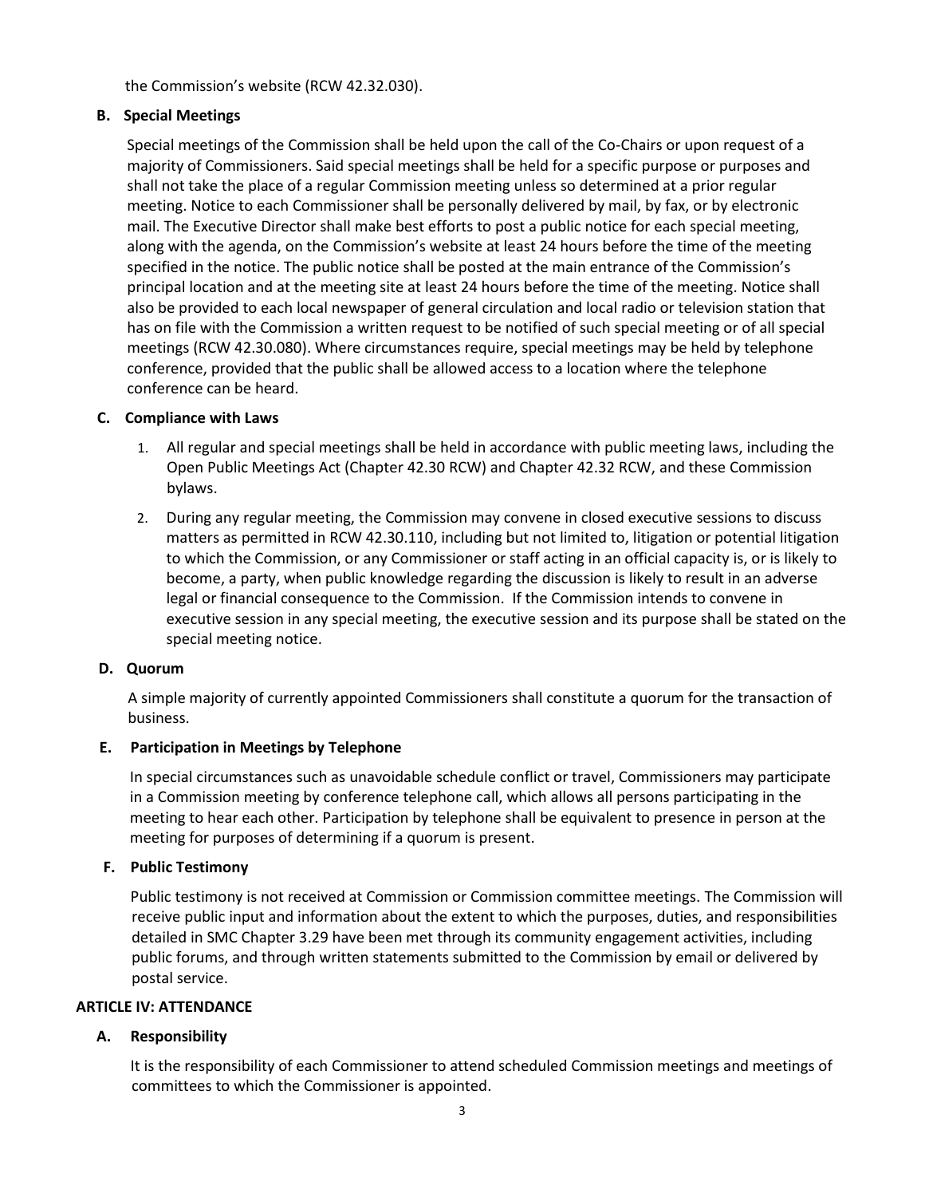the Commission's website (RCW 42.32.030).

### B. Special Meetings

Special meetings of the Commission shall be held upon the call of the Co-Chairs or upon request of a majority of Commissioners. Said special meetings shall be held for a specific purpose or purposes and shall not take the place of a regular Commission meeting unless so determined at a prior regular meeting. Notice to each Commissioner shall be personally delivered by mail, by fax, or by electronic mail. The Executive Director shall make best efforts to post a public notice for each special meeting, along with the agenda, on the Commission's website at least 24 hours before the time of the meeting specified in the notice. The public notice shall be posted at the main entrance of the Commission's principal location and at the meeting site at least 24 hours before the time of the meeting. Notice shall also be provided to each local newspaper of general circulation and local radio or television station that has on file with the Commission a written request to be notified of such special meeting or of all special meetings (RCW 42.30.080). Where circumstances require, special meetings may be held by telephone conference, provided that the public shall be allowed access to a location where the telephone conference can be heard.

### C. Compliance with Laws

1. All regular and special meetings shall be held in accordance with public meeting laws, including the Open Public Meetings Act (Chapter 42.30 RCW) and Chapter 42.32 RCW, and these Commission bylaws.
2. During any regular meeting, the Commission may convene in closed executive sessions to discuss matters as permitted in RCW 42.30.110, including but not limited to, litigation or potential litigation to which the Commission, or any Commissioner or staff acting in an official capacity is, or is likely to become, a party, when public knowledge regarding the discussion is likely to result in an adverse legal or financial consequence to the Commission. If the Commission intends to convene in executive session in any special meeting, the executive session and its purpose shall be stated on the special meeting notice.

### D. Quorum

A simple majority of currently appointed Commissioners shall constitute a quorum for the transaction of business.

### E. Participation in Meetings by Telephone

In special circumstances such as unavoidable schedule conflict or travel, Commissioners may participate in a Commission meeting by conference telephone call, which allows all persons participating in the meeting to hear each other. Participation by telephone shall be equivalent to presence in person at the meeting for purposes of determining if a quorum is present.

### F. Public Testimony

Public testimony is not received at Commission or Commission committee meetings. The Commission will receive public input and information about the extent to which the purposes, duties, and responsibilities detailed in SMC Chapter 3.29 have been met through its community engagement activities, including public forums, and through written statements submitted to the Commission by email or delivered by postal service.

## ARTICLE IV: ATTENDANCE

### A. Responsibility

It is the responsibility of each Commissioner to attend scheduled Commission meetings and meetings of committees to which the Commissioner is appointed.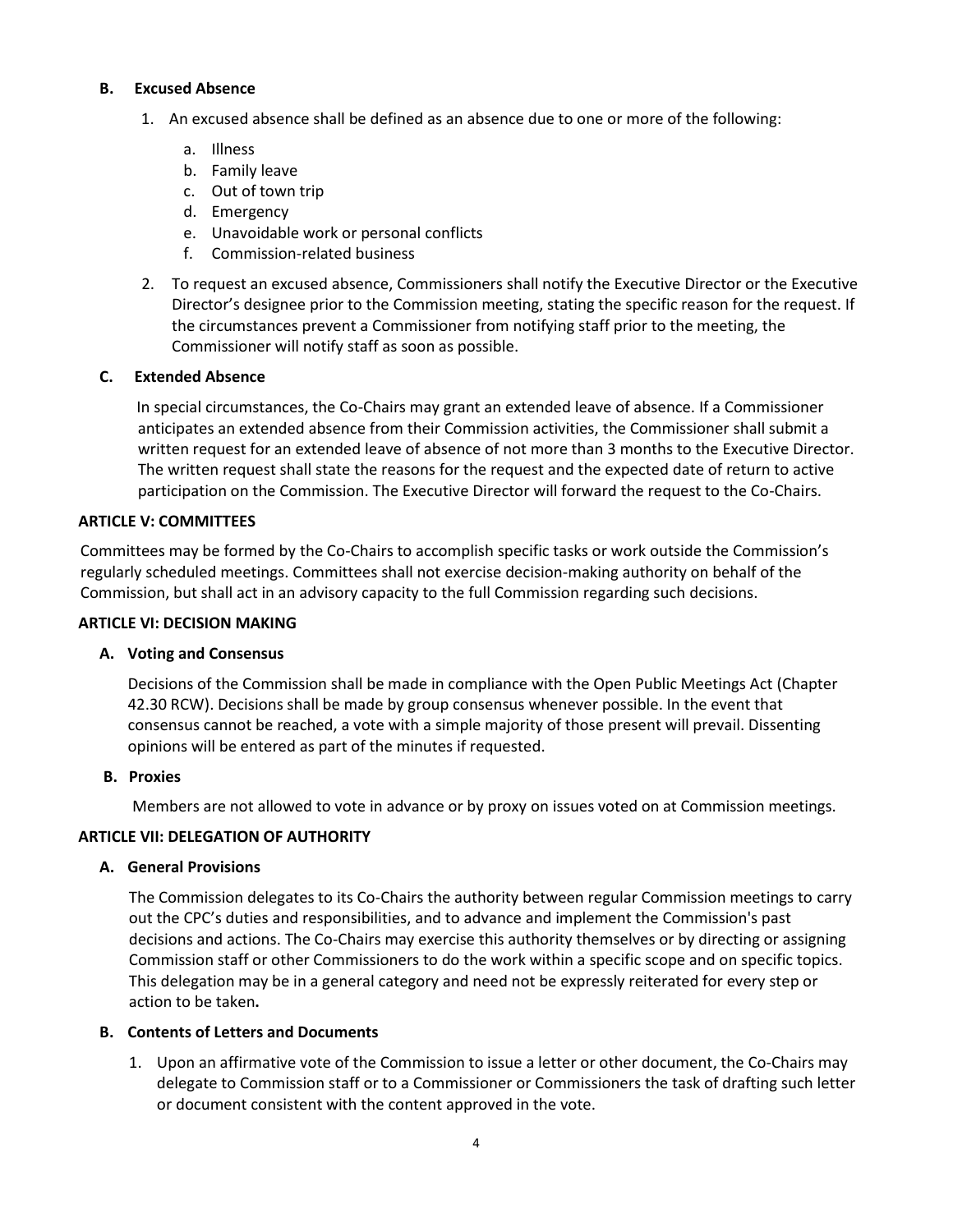### B. Excused Absence

1. An excused absence shall be defined as an absence due to one or more of the following:

    a. Illness
    b. Family leave
    c. Out of town trip
    d. Emergency
    e. Unavoidable work or personal conflicts
    f. Commission-related business

2. To request an excused absence, Commissioners shall notify the Executive Director or the Executive Director's designee prior to the Commission meeting, stating the specific reason for the request. If the circumstances prevent a Commissioner from notifying staff prior to the meeting, the Commissioner will notify staff as soon as possible.

### C. Extended Absence

In special circumstances, the Co-Chairs may grant an extended leave of absence. If a Commissioner anticipates an extended absence from their Commission activities, the Commissioner shall submit a written request for an extended leave of absence of not more than 3 months to the Executive Director. The written request shall state the reasons for the request and the expected date of return to active participation on the Commission. The Executive Director will forward the request to the Co-Chairs.

## ARTICLE V: COMMITTEES

Committees may be formed by the Co-Chairs to accomplish specific tasks or work outside the Commission's regularly scheduled meetings. Committees shall not exercise decision-making authority on behalf of the Commission, but shall act in an advisory capacity to the full Commission regarding such decisions.

## ARTICLE VI: DECISION MAKING

### A. Voting and Consensus

Decisions of the Commission shall be made in compliance with the Open Public Meetings Act (Chapter 42.30 RCW). Decisions shall be made by group consensus whenever possible. In the event that consensus cannot be reached, a vote with a simple majority of those present will prevail. Dissenting opinions will be entered as part of the minutes if requested.

### B. Proxies

Members are not allowed to vote in advance or by proxy on issues voted on at Commission meetings.

## ARTICLE VII: DELEGATION OF AUTHORITY

### A. General Provisions

The Commission delegates to its Co-Chairs the authority between regular Commission meetings to carry out the CPC's duties and responsibilities, and to advance and implement the Commission's past decisions and actions. The Co-Chairs may exercise this authority themselves or by directing or assigning Commission staff or other Commissioners to do the work within a specific scope and on specific topics. This delegation may be in a general category and need not be expressly reiterated for every step or action to be taken**.**

### B. Contents of Letters and Documents

1. Upon an affirmative vote of the Commission to issue a letter or other document, the Co-Chairs may delegate to Commission staff or to a Commissioner or Commissioners the task of drafting such letter or document consistent with the content approved in the vote.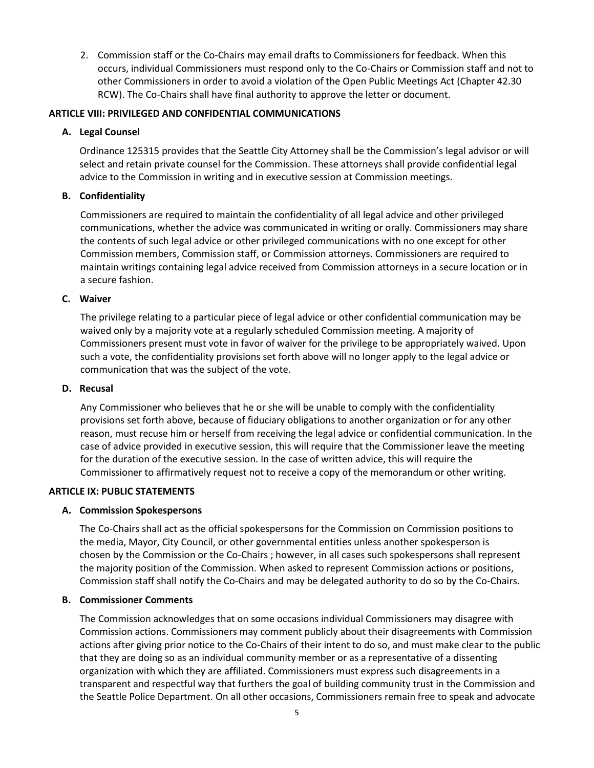2. Commission staff or the Co-Chairs may email drafts to Commissioners for feedback. When this occurs, individual Commissioners must respond only to the Co-Chairs or Commission staff and not to other Commissioners in order to avoid a violation of the Open Public Meetings Act (Chapter 42.30 RCW). The Co-Chairs shall have final authority to approve the letter or document.

## ARTICLE VIII: PRIVILEGED AND CONFIDENTIAL COMMUNICATIONS

### A. Legal Counsel

Ordinance 125315 provides that the Seattle City Attorney shall be the Commission's legal advisor or will select and retain private counsel for the Commission. These attorneys shall provide confidential legal advice to the Commission in writing and in executive session at Commission meetings.

### B. Confidentiality

Commissioners are required to maintain the confidentiality of all legal advice and other privileged communications, whether the advice was communicated in writing or orally. Commissioners may share the contents of such legal advice or other privileged communications with no one except for other Commission members, Commission staff, or Commission attorneys. Commissioners are required to maintain writings containing legal advice received from Commission attorneys in a secure location or in a secure fashion.

### C. Waiver

The privilege relating to a particular piece of legal advice or other confidential communication may be waived only by a majority vote at a regularly scheduled Commission meeting. A majority of Commissioners present must vote in favor of waiver for the privilege to be appropriately waived. Upon such a vote, the confidentiality provisions set forth above will no longer apply to the legal advice or communication that was the subject of the vote.

### D. Recusal

Any Commissioner who believes that he or she will be unable to comply with the confidentiality provisions set forth above, because of fiduciary obligations to another organization or for any other reason, must recuse him or herself from receiving the legal advice or confidential communication. In the case of advice provided in executive session, this will require that the Commissioner leave the meeting for the duration of the executive session. In the case of written advice, this will require the Commissioner to affirmatively request not to receive a copy of the memorandum or other writing.

## ARTICLE IX: PUBLIC STATEMENTS

### A. Commission Spokespersons

The Co-Chairs shall act as the official spokespersons for the Commission on Commission positions to the media, Mayor, City Council, or other governmental entities unless another spokesperson is chosen by the Commission or the Co-Chairs ; however, in all cases such spokespersons shall represent the majority position of the Commission. When asked to represent Commission actions or positions, Commission staff shall notify the Co-Chairs and may be delegated authority to do so by the Co-Chairs.

### B. Commissioner Comments

The Commission acknowledges that on some occasions individual Commissioners may disagree with Commission actions. Commissioners may comment publicly about their disagreements with Commission actions after giving prior notice to the Co-Chairs of their intent to do so, and must make clear to the public that they are doing so as an individual community member or as a representative of a dissenting organization with which they are affiliated. Commissioners must express such disagreements in a transparent and respectful way that furthers the goal of building community trust in the Commission and the Seattle Police Department. On all other occasions, Commissioners remain free to speak and advocate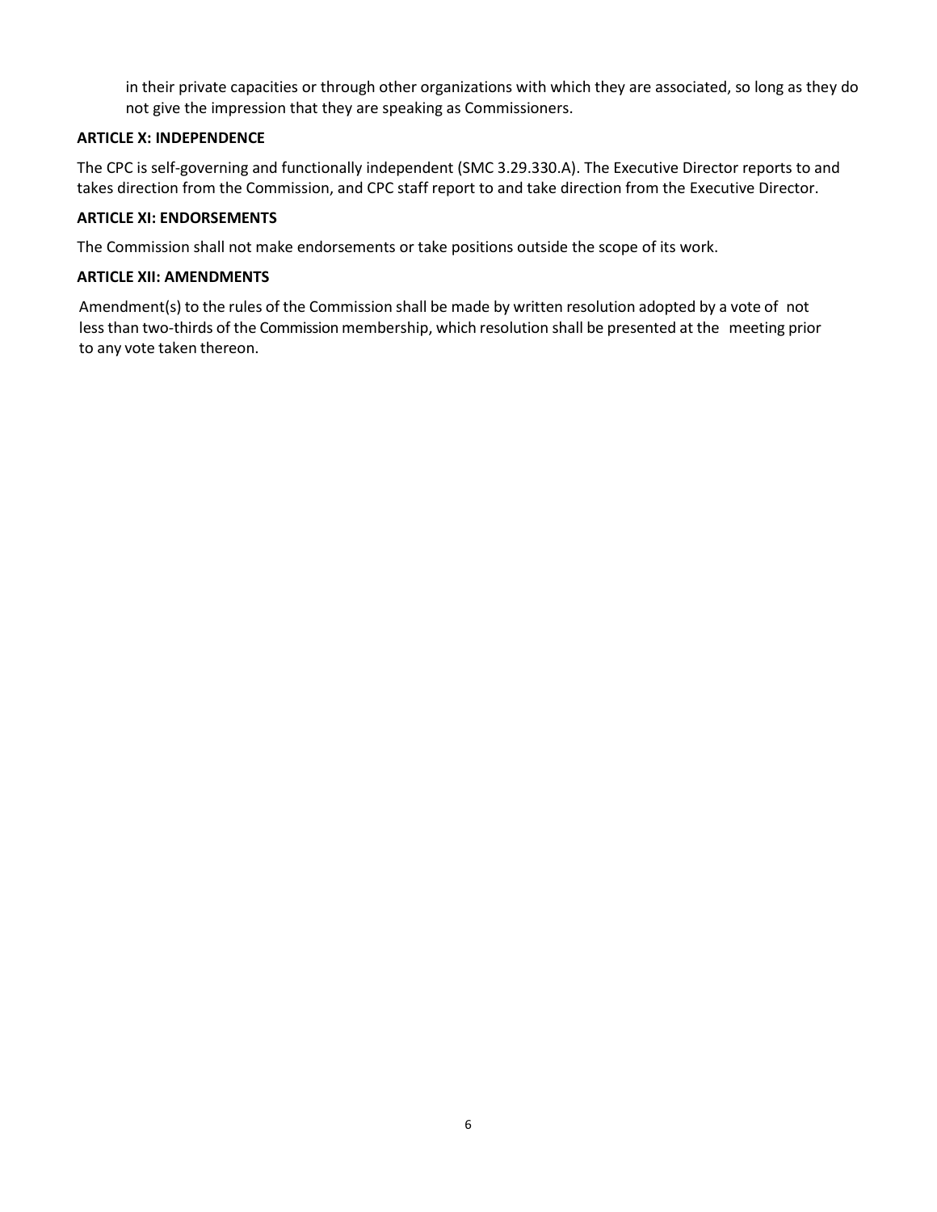in their private capacities or through other organizations with which they are associated, so long as they do not give the impression that they are speaking as Commissioners.

**ARTICLE X: INDEPENDENCE**

The CPC is self-governing and functionally independent (SMC 3.29.330.A). The Executive Director reports to and takes direction from the Commission, and CPC staff report to and take direction from the Executive Director.

**ARTICLE XI: ENDORSEMENTS**

The Commission shall not make endorsements or take positions outside the scope of its work.

**ARTICLE XII: AMENDMENTS**

Amendment(s) to the rules of the Commission shall be made by written resolution adopted by a vote of not less than two-thirds of the Commission membership, which resolution shall be presented at the meeting prior to any vote taken thereon.